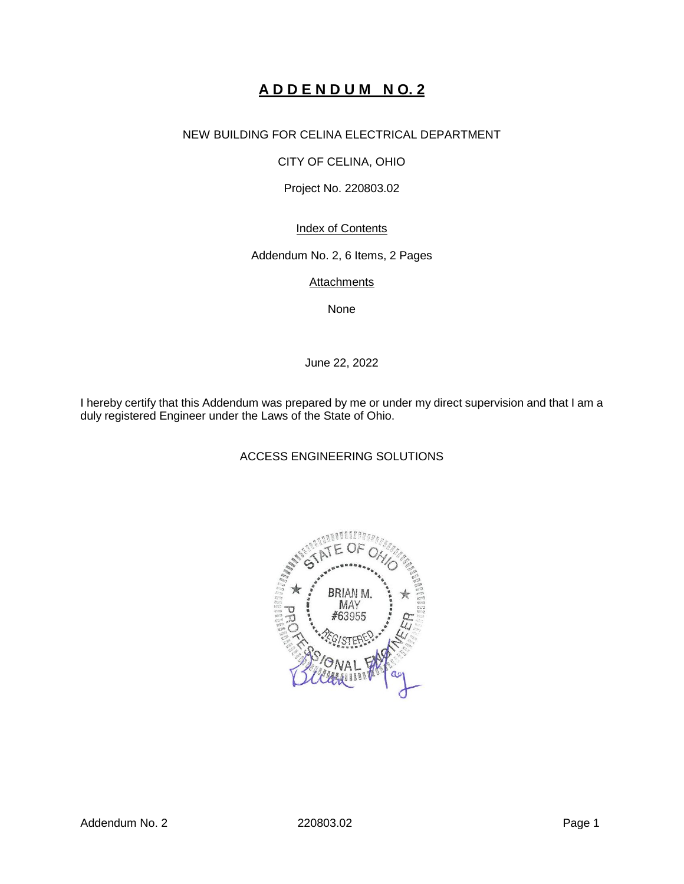# ADDENDUM NO. 2

NEW BUILDING FOR CELINA ELECTRICAL DEPARTMENT

CITY OF CELINA, OHIO

Project No. 220803.02

Index of Contents

Addendum No. 2, 6 Items, 2 Pages

Attachments

None

June 22, 2022

I hereby certify that this Addendum was prepared by me or under my direct supervision and that I am a duly registered Engineer under the Laws of the State of Ohio.

ACCESS ENGINEERING SOLUTIONS

STATE OF OHIO
BRIAN M. MAY
#63955
REGISTERED
PROFESSIONAL ENGINEER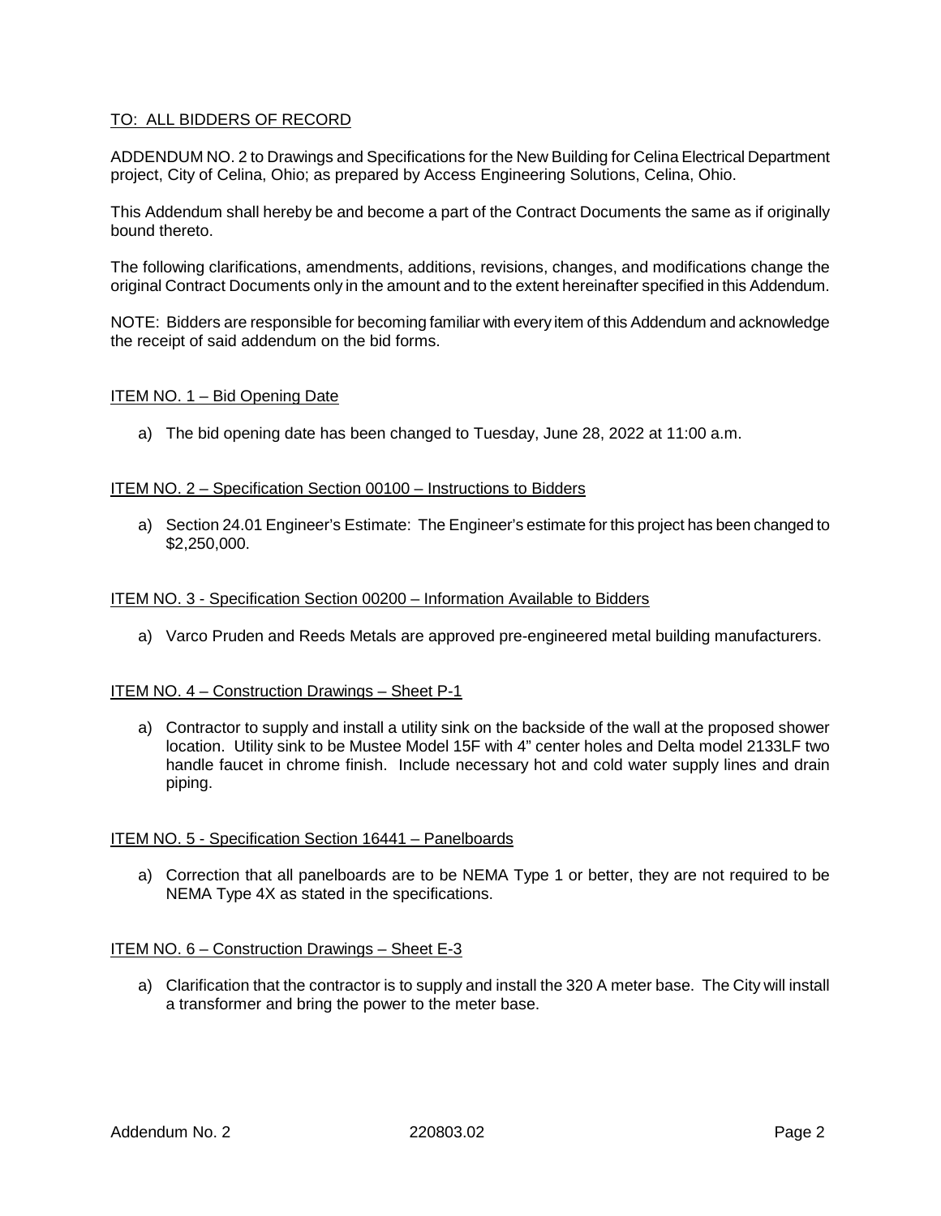TO: ALL BIDDERS OF RECORD

ADDENDUM NO. 2 to Drawings and Specifications for the New Building for Celina Electrical Department project, City of Celina, Ohio; as prepared by Access Engineering Solutions, Celina, Ohio.

This Addendum shall hereby be and become a part of the Contract Documents the same as if originally bound thereto.

The following clarifications, amendments, additions, revisions, changes, and modifications change the original Contract Documents only in the amount and to the extent hereinafter specified in this Addendum.

NOTE: Bidders are responsible for becoming familiar with every item of this Addendum and acknowledge the receipt of said addendum on the bid forms.

ITEM NO. 1 – Bid Opening Date

a) The bid opening date has been changed to Tuesday, June 28, 2022 at 11:00 a.m.

ITEM NO. 2 – Specification Section 00100 – Instructions to Bidders

a) Section 24.01 Engineer's Estimate: The Engineer's estimate for this project has been changed to $2,250,000.

ITEM NO. 3 - Specification Section 00200 – Information Available to Bidders

a) Varco Pruden and Reeds Metals are approved pre-engineered metal building manufacturers.

ITEM NO. 4 – Construction Drawings – Sheet P-1

a) Contractor to supply and install a utility sink on the backside of the wall at the proposed shower location. Utility sink to be Mustee Model 15F with 4" center holes and Delta model 2133LF two handle faucet in chrome finish. Include necessary hot and cold water supply lines and drain piping.

ITEM NO. 5 - Specification Section 16441 – Panelboards

a) Correction that all panelboards are to be NEMA Type 1 or better, they are not required to be NEMA Type 4X as stated in the specifications.

ITEM NO. 6 – Construction Drawings – Sheet E-3

a) Clarification that the contractor is to supply and install the 320 A meter base. The City will install a transformer and bring the power to the meter base.